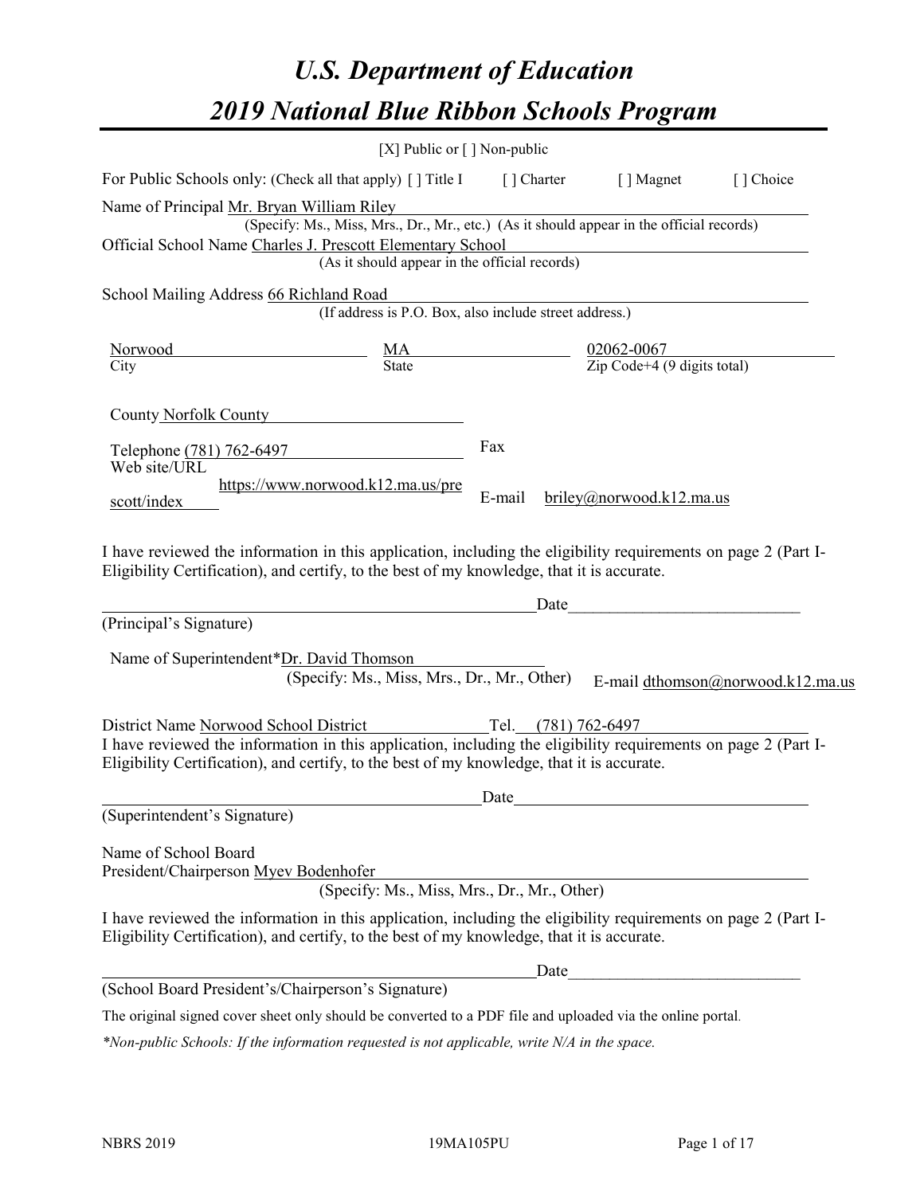# *U.S. Department of Education*

# *2019 National Blue Ribbon Schools Program*

[X] Public or [ ] Non-public

For Public Schools only: (Check all that apply) [ ] Title I [ ] Charter [ ] Magnet [ ] Choice

Name of Principal Mr. Bryan William Riley
(Specify: Ms., Miss, Mrs., Dr., Mr., etc.) (As it should appear in the official records)

Official School Name Charles J. Prescott Elementary School
(As it should appear in the official records)

School Mailing Address 66 Richland Road
(If address is P.O. Box, also include street address.)

| Norwood | MA | 02062-0067 |
|---|---|---|
| City | State | Zip Code+4 (9 digits total) |

County Norfolk County

Telephone (781) 762-6497 Fax

Web site/URL https://www.norwood.k12.ma.us/prescott/index E-mail briley@norwood.k12.ma.us

I have reviewed the information in this application, including the eligibility requirements on page 2 (Part I-Eligibility Certification), and certify, to the best of my knowledge, that it is accurate.

_______________________________________ Date_______________________
(Principal's Signature)

Name of Superintendent*Dr. David Thomson
(Specify: Ms., Miss, Mrs., Dr., Mr., Other) E-mail dthomson@norwood.k12.ma.us

District Name Norwood School District Tel. (781) 762-6497

I have reviewed the information in this application, including the eligibility requirements on page 2 (Part I-Eligibility Certification), and certify, to the best of my knowledge, that it is accurate.

_______________________________________ Date_______________________
(Superintendent's Signature)

Name of School Board
President/Chairperson Myev Bodenhofer
(Specify: Ms., Miss, Mrs., Dr., Mr., Other)

I have reviewed the information in this application, including the eligibility requirements on page 2 (Part I-Eligibility Certification), and certify, to the best of my knowledge, that it is accurate.

_______________________________________ Date_______________________
(School Board President's/Chairperson's Signature)

The original signed cover sheet only should be converted to a PDF file and uploaded via the online portal.

*\*Non-public Schools: If the information requested is not applicable, write N/A in the space.*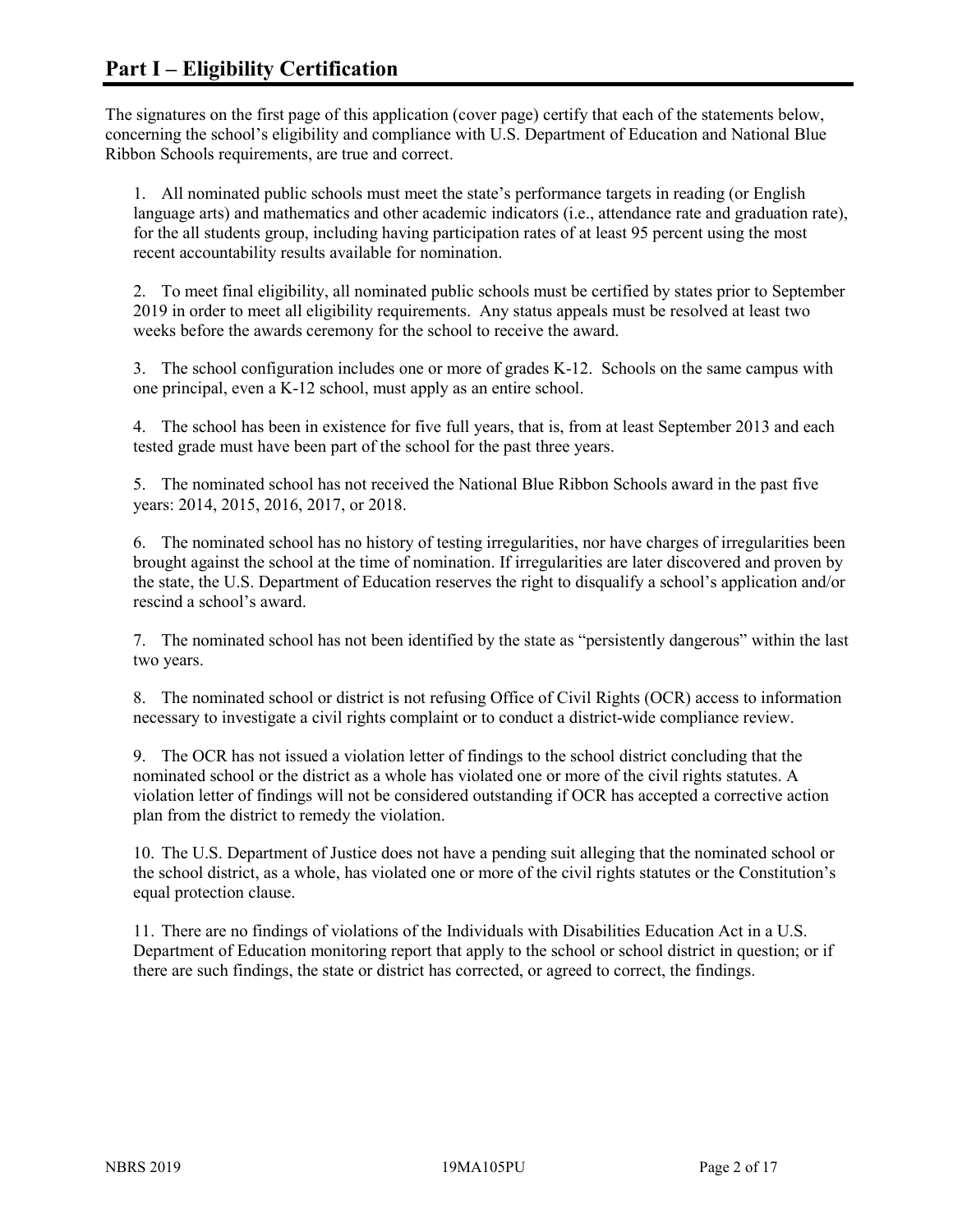## Part I – Eligibility Certification

The signatures on the first page of this application (cover page) certify that each of the statements below, concerning the school's eligibility and compliance with U.S. Department of Education and National Blue Ribbon Schools requirements, are true and correct.

1. All nominated public schools must meet the state's performance targets in reading (or English language arts) and mathematics and other academic indicators (i.e., attendance rate and graduation rate), for the all students group, including having participation rates of at least 95 percent using the most recent accountability results available for nomination.

2. To meet final eligibility, all nominated public schools must be certified by states prior to September 2019 in order to meet all eligibility requirements. Any status appeals must be resolved at least two weeks before the awards ceremony for the school to receive the award.

3. The school configuration includes one or more of grades K-12. Schools on the same campus with one principal, even a K-12 school, must apply as an entire school.

4. The school has been in existence for five full years, that is, from at least September 2013 and each tested grade must have been part of the school for the past three years.

5. The nominated school has not received the National Blue Ribbon Schools award in the past five years: 2014, 2015, 2016, 2017, or 2018.

6. The nominated school has no history of testing irregularities, nor have charges of irregularities been brought against the school at the time of nomination. If irregularities are later discovered and proven by the state, the U.S. Department of Education reserves the right to disqualify a school's application and/or rescind a school's award.

7. The nominated school has not been identified by the state as "persistently dangerous" within the last two years.

8. The nominated school or district is not refusing Office of Civil Rights (OCR) access to information necessary to investigate a civil rights complaint or to conduct a district-wide compliance review.

9. The OCR has not issued a violation letter of findings to the school district concluding that the nominated school or the district as a whole has violated one or more of the civil rights statutes. A violation letter of findings will not be considered outstanding if OCR has accepted a corrective action plan from the district to remedy the violation.

10. The U.S. Department of Justice does not have a pending suit alleging that the nominated school or the school district, as a whole, has violated one or more of the civil rights statutes or the Constitution's equal protection clause.

11. There are no findings of violations of the Individuals with Disabilities Education Act in a U.S. Department of Education monitoring report that apply to the school or school district in question; or if there are such findings, the state or district has corrected, or agreed to correct, the findings.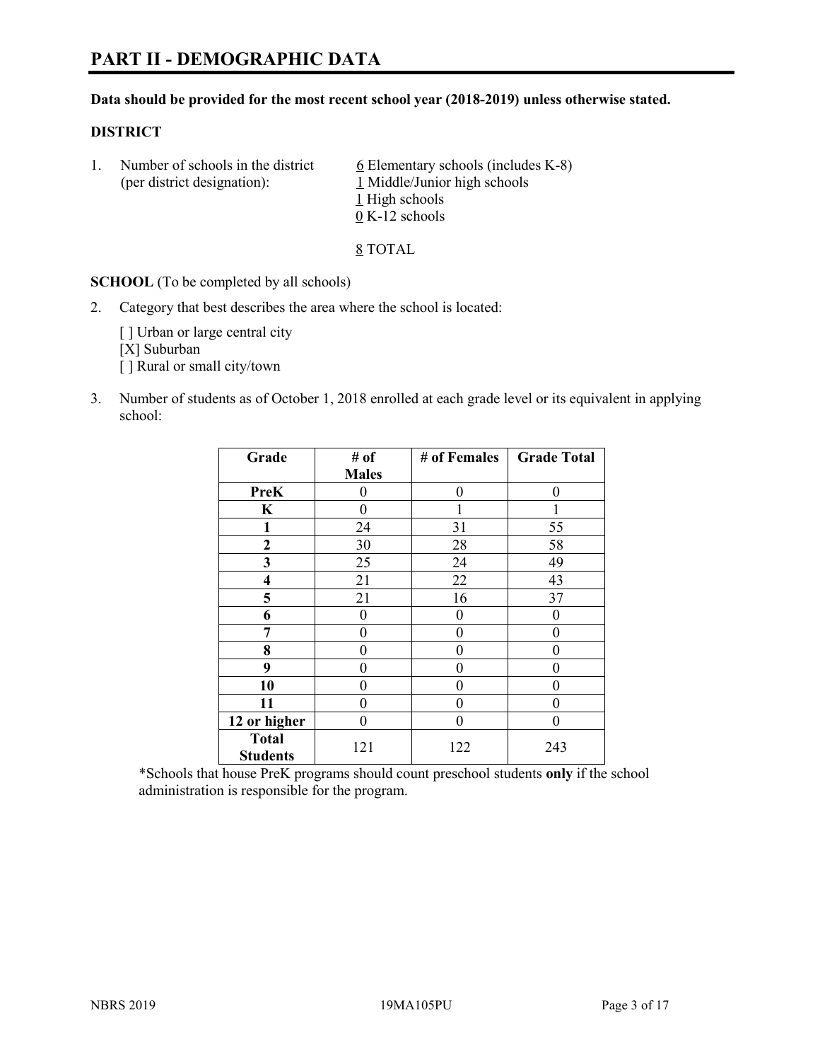# PART II - DEMOGRAPHIC DATA

**Data should be provided for the most recent school year (2018-2019) unless otherwise stated.**

**DISTRICT**

1. Number of schools in the district (per district designation):
   6 Elementary schools (includes K-8)
   1 Middle/Junior high schools
   1 High schools
   0 K-12 schools

   8 TOTAL

**SCHOOL** (To be completed by all schools)

2. Category that best describes the area where the school is located:

   [ ] Urban or large central city
   [X] Suburban
   [ ] Rural or small city/town

3. Number of students as of October 1, 2018 enrolled at each grade level or its equivalent in applying school:

| Grade | # of Males | # of Females | Grade Total |
|---|---|---|---|
| **PreK** | 0 | 0 | 0 |
| **K** | 0 | 1 | 1 |
| **1** | 24 | 31 | 55 |
| **2** | 30 | 28 | 58 |
| **3** | 25 | 24 | 49 |
| **4** | 21 | 22 | 43 |
| **5** | 21 | 16 | 37 |
| **6** | 0 | 0 | 0 |
| **7** | 0 | 0 | 0 |
| **8** | 0 | 0 | 0 |
| **9** | 0 | 0 | 0 |
| **10** | 0 | 0 | 0 |
| **11** | 0 | 0 | 0 |
| **12 or higher** | 0 | 0 | 0 |
| **Total Students** | 121 | 122 | 243 |

*Schools that house PreK programs should count preschool students **only** if the school administration is responsible for the program.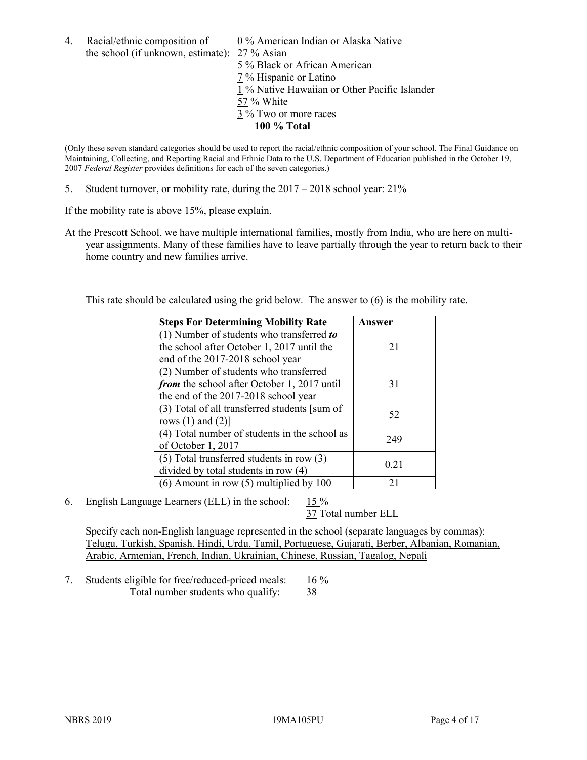4. Racial/ethnic composition of the school (if unknown, estimate):
   0 % American Indian or Alaska Native
   27 % Asian
   5 % Black or African American
   7 % Hispanic or Latino
   1 % Native Hawaiian or Other Pacific Islander
   57 % White
   3 % Two or more races
   **100 % Total**

(Only these seven standard categories should be used to report the racial/ethnic composition of your school. The Final Guidance on Maintaining, Collecting, and Reporting Racial and Ethnic Data to the U.S. Department of Education published in the October 19, 2007 *Federal Register* provides definitions for each of the seven categories.)

5. Student turnover, or mobility rate, during the 2017 – 2018 school year: 21%

If the mobility rate is above 15%, please explain.

At the Prescott School, we have multiple international families, mostly from India, who are here on multi-year assignments. Many of these families have to leave partially through the year to return back to their home country and new families arrive.

This rate should be calculated using the grid below. The answer to (6) is the mobility rate.

| **Steps For Determining Mobility Rate** | **Answer** |
|---|---|
| (1) Number of students who transferred ***to*** the school after October 1, 2017 until the end of the 2017-2018 school year | 21 |
| (2) Number of students who transferred ***from*** the school after October 1, 2017 until the end of the 2017-2018 school year | 31 |
| (3) Total of all transferred students [sum of rows (1) and (2)] | 52 |
| (4) Total number of students in the school as of October 1, 2017 | 249 |
| (5) Total transferred students in row (3) divided by total students in row (4) | 0.21 |
| (6) Amount in row (5) multiplied by 100 | 21 |

6. English Language Learners (ELL) in the school: 15 %
   37 Total number ELL

   Specify each non-English language represented in the school (separate languages by commas):
   Telugu, Turkish, Spanish, Hindi, Urdu, Tamil, Portuguese, Gujarati, Berber, Albanian, Romanian, Arabic, Armenian, French, Indian, Ukrainian, Chinese, Russian, Tagalog, Nepali

7. Students eligible for free/reduced-priced meals: 16 %
   Total number students who qualify: 38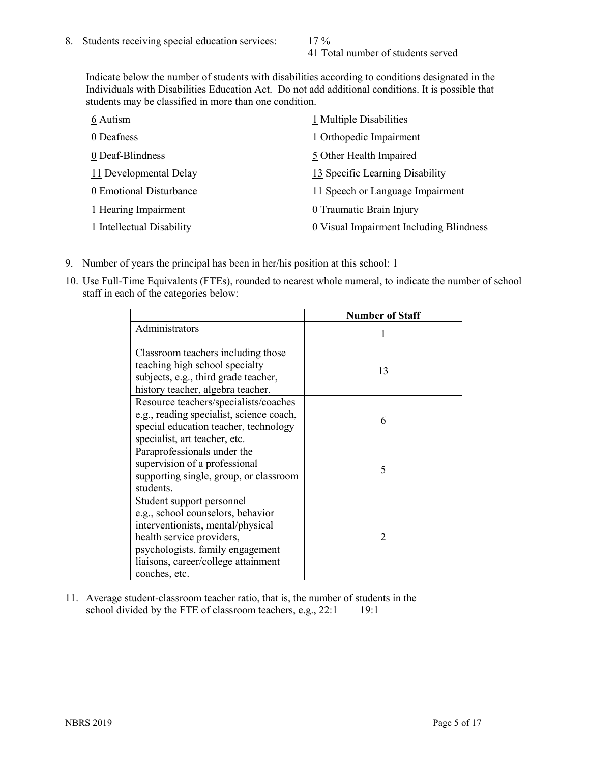8. Students receiving special education services: 17 %
   41 Total number of students served

   Indicate below the number of students with disabilities according to conditions designated in the Individuals with Disabilities Education Act. Do not add additional conditions. It is possible that students may be classified in more than one condition.

| | |
|---|---|
| 6 Autism | 1 Multiple Disabilities |
| 0 Deafness | 1 Orthopedic Impairment |
| 0 Deaf-Blindness | 5 Other Health Impaired |
| 11 Developmental Delay | 13 Specific Learning Disability |
| 0 Emotional Disturbance | 11 Speech or Language Impairment |
| 1 Hearing Impairment | 0 Traumatic Brain Injury |
| 1 Intellectual Disability | 0 Visual Impairment Including Blindness |

9. Number of years the principal has been in her/his position at this school: 1

10. Use Full-Time Equivalents (FTEs), rounded to nearest whole numeral, to indicate the number of school staff in each of the categories below:

| | Number of Staff |
|---|---|
| Administrators | 1 |
| Classroom teachers including those teaching high school specialty subjects, e.g., third grade teacher, history teacher, algebra teacher. | 13 |
| Resource teachers/specialists/coaches e.g., reading specialist, science coach, special education teacher, technology specialist, art teacher, etc. | 6 |
| Paraprofessionals under the supervision of a professional supporting single, group, or classroom students. | 5 |
| Student support personnel e.g., school counselors, behavior interventionists, mental/physical health service providers, psychologists, family engagement liaisons, career/college attainment coaches, etc. | 2 |

11. Average student-classroom teacher ratio, that is, the number of students in the school divided by the FTE of classroom teachers, e.g., 22:1 19:1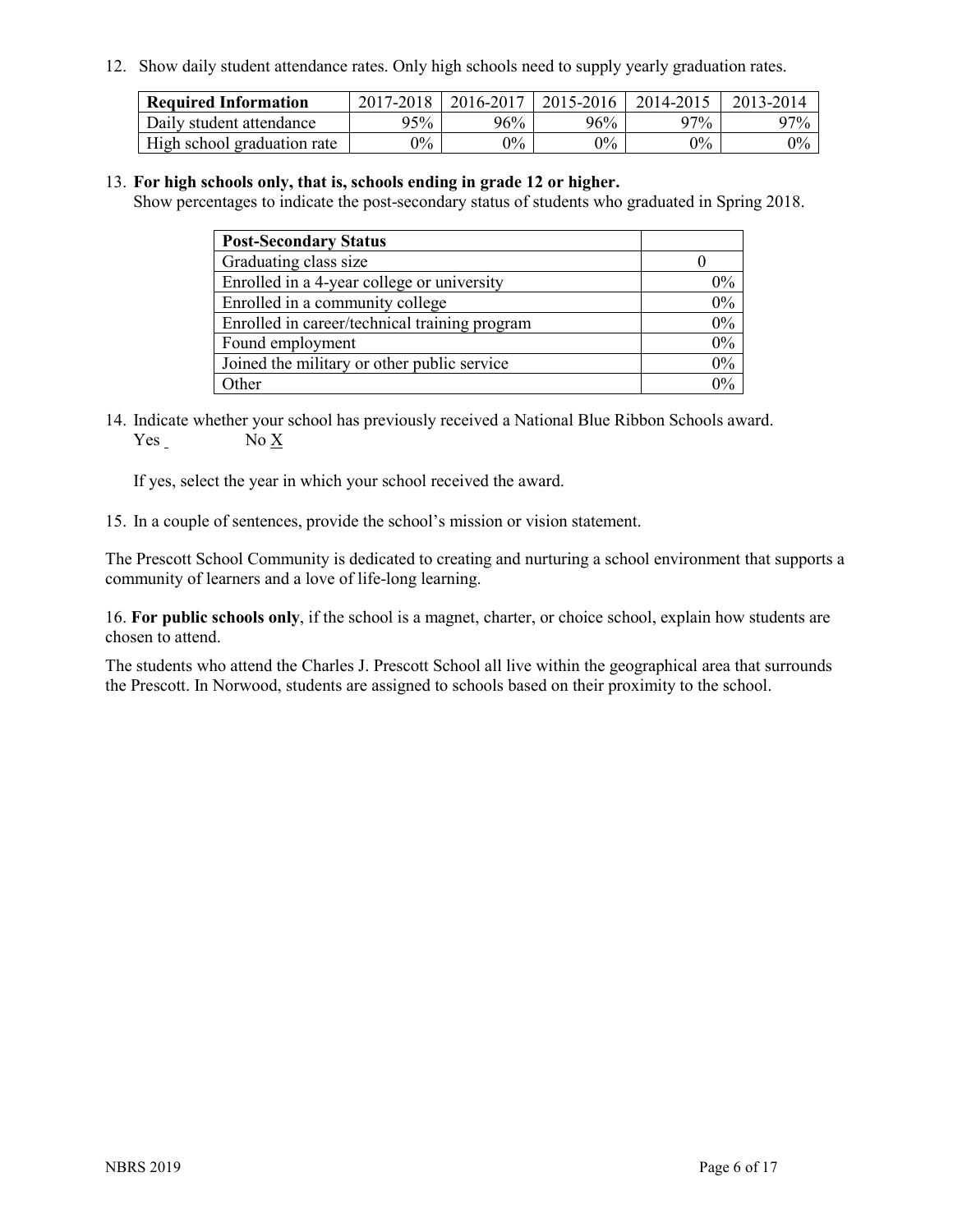12. Show daily student attendance rates. Only high schools need to supply yearly graduation rates.

| Required Information | 2017-2018 | 2016-2017 | 2015-2016 | 2014-2015 | 2013-2014 |
|---|---|---|---|---|---|
| Daily student attendance | 95% | 96% | 96% | 97% | 97% |
| High school graduation rate | 0% | 0% | 0% | 0% | 0% |

13. **For high schools only, that is, schools ending in grade 12 or higher.**
Show percentages to indicate the post-secondary status of students who graduated in Spring 2018.

| Post-Secondary Status | |
|---|---|
| Graduating class size | 0 |
| Enrolled in a 4-year college or university | 0% |
| Enrolled in a community college | 0% |
| Enrolled in career/technical training program | 0% |
| Found employment | 0% |
| Joined the military or other public service | 0% |
| Other | 0% |

14. Indicate whether your school has previously received a National Blue Ribbon Schools award.
Yes _ No X

If yes, select the year in which your school received the award.

15. In a couple of sentences, provide the school's mission or vision statement.

The Prescott School Community is dedicated to creating and nurturing a school environment that supports a community of learners and a love of life-long learning.

16. **For public schools only**, if the school is a magnet, charter, or choice school, explain how students are chosen to attend.

The students who attend the Charles J. Prescott School all live within the geographical area that surrounds the Prescott. In Norwood, students are assigned to schools based on their proximity to the school.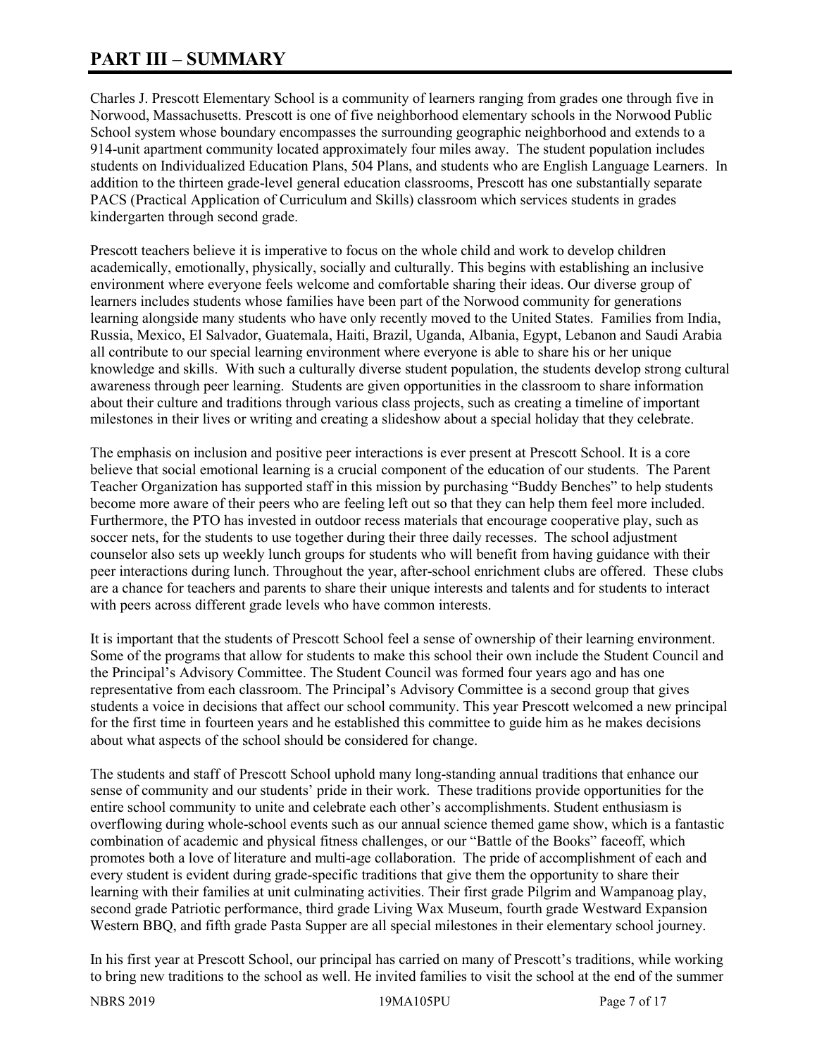# PART III – SUMMARY

Charles J. Prescott Elementary School is a community of learners ranging from grades one through five in Norwood, Massachusetts. Prescott is one of five neighborhood elementary schools in the Norwood Public School system whose boundary encompasses the surrounding geographic neighborhood and extends to a 914-unit apartment community located approximately four miles away. The student population includes students on Individualized Education Plans, 504 Plans, and students who are English Language Learners. In addition to the thirteen grade-level general education classrooms, Prescott has one substantially separate PACS (Practical Application of Curriculum and Skills) classroom which services students in grades kindergarten through second grade.

Prescott teachers believe it is imperative to focus on the whole child and work to develop children academically, emotionally, physically, socially and culturally. This begins with establishing an inclusive environment where everyone feels welcome and comfortable sharing their ideas. Our diverse group of learners includes students whose families have been part of the Norwood community for generations learning alongside many students who have only recently moved to the United States. Families from India, Russia, Mexico, El Salvador, Guatemala, Haiti, Brazil, Uganda, Albania, Egypt, Lebanon and Saudi Arabia all contribute to our special learning environment where everyone is able to share his or her unique knowledge and skills. With such a culturally diverse student population, the students develop strong cultural awareness through peer learning. Students are given opportunities in the classroom to share information about their culture and traditions through various class projects, such as creating a timeline of important milestones in their lives or writing and creating a slideshow about a special holiday that they celebrate.

The emphasis on inclusion and positive peer interactions is ever present at Prescott School. It is a core believe that social emotional learning is a crucial component of the education of our students. The Parent Teacher Organization has supported staff in this mission by purchasing "Buddy Benches" to help students become more aware of their peers who are feeling left out so that they can help them feel more included. Furthermore, the PTO has invested in outdoor recess materials that encourage cooperative play, such as soccer nets, for the students to use together during their three daily recesses. The school adjustment counselor also sets up weekly lunch groups for students who will benefit from having guidance with their peer interactions during lunch. Throughout the year, after-school enrichment clubs are offered. These clubs are a chance for teachers and parents to share their unique interests and talents and for students to interact with peers across different grade levels who have common interests.

It is important that the students of Prescott School feel a sense of ownership of their learning environment. Some of the programs that allow for students to make this school their own include the Student Council and the Principal's Advisory Committee. The Student Council was formed four years ago and has one representative from each classroom. The Principal's Advisory Committee is a second group that gives students a voice in decisions that affect our school community. This year Prescott welcomed a new principal for the first time in fourteen years and he established this committee to guide him as he makes decisions about what aspects of the school should be considered for change.

The students and staff of Prescott School uphold many long-standing annual traditions that enhance our sense of community and our students' pride in their work. These traditions provide opportunities for the entire school community to unite and celebrate each other's accomplishments. Student enthusiasm is overflowing during whole-school events such as our annual science themed game show, which is a fantastic combination of academic and physical fitness challenges, or our "Battle of the Books" faceoff, which promotes both a love of literature and multi-age collaboration. The pride of accomplishment of each and every student is evident during grade-specific traditions that give them the opportunity to share their learning with their families at unit culminating activities. Their first grade Pilgrim and Wampanoag play, second grade Patriotic performance, third grade Living Wax Museum, fourth grade Westward Expansion Western BBQ, and fifth grade Pasta Supper are all special milestones in their elementary school journey.

In his first year at Prescott School, our principal has carried on many of Prescott's traditions, while working to bring new traditions to the school as well. He invited families to visit the school at the end of the summer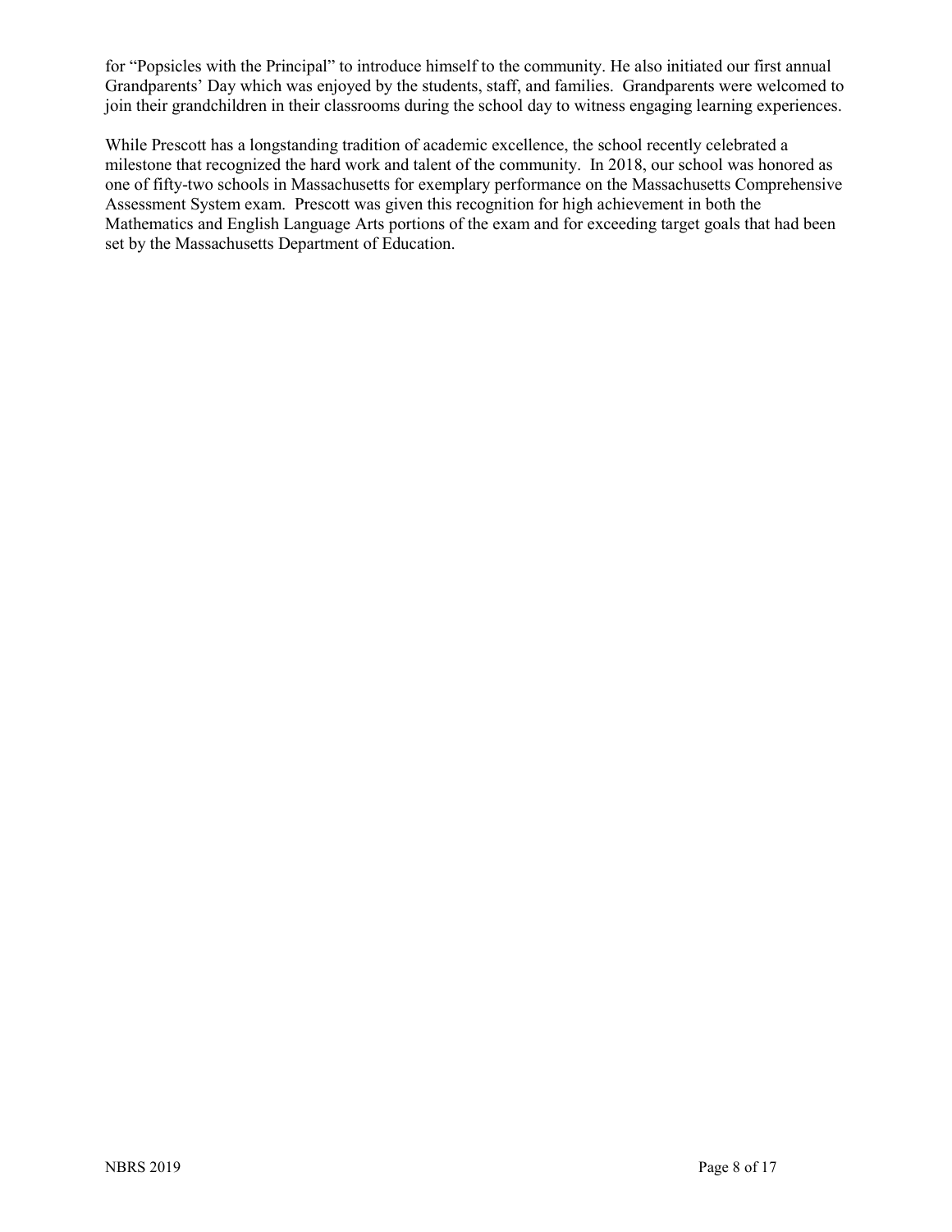for "Popsicles with the Principal" to introduce himself to the community. He also initiated our first annual Grandparents' Day which was enjoyed by the students, staff, and families. Grandparents were welcomed to join their grandchildren in their classrooms during the school day to witness engaging learning experiences.

While Prescott has a longstanding tradition of academic excellence, the school recently celebrated a milestone that recognized the hard work and talent of the community. In 2018, our school was honored as one of fifty-two schools in Massachusetts for exemplary performance on the Massachusetts Comprehensive Assessment System exam. Prescott was given this recognition for high achievement in both the Mathematics and English Language Arts portions of the exam and for exceeding target goals that had been set by the Massachusetts Department of Education.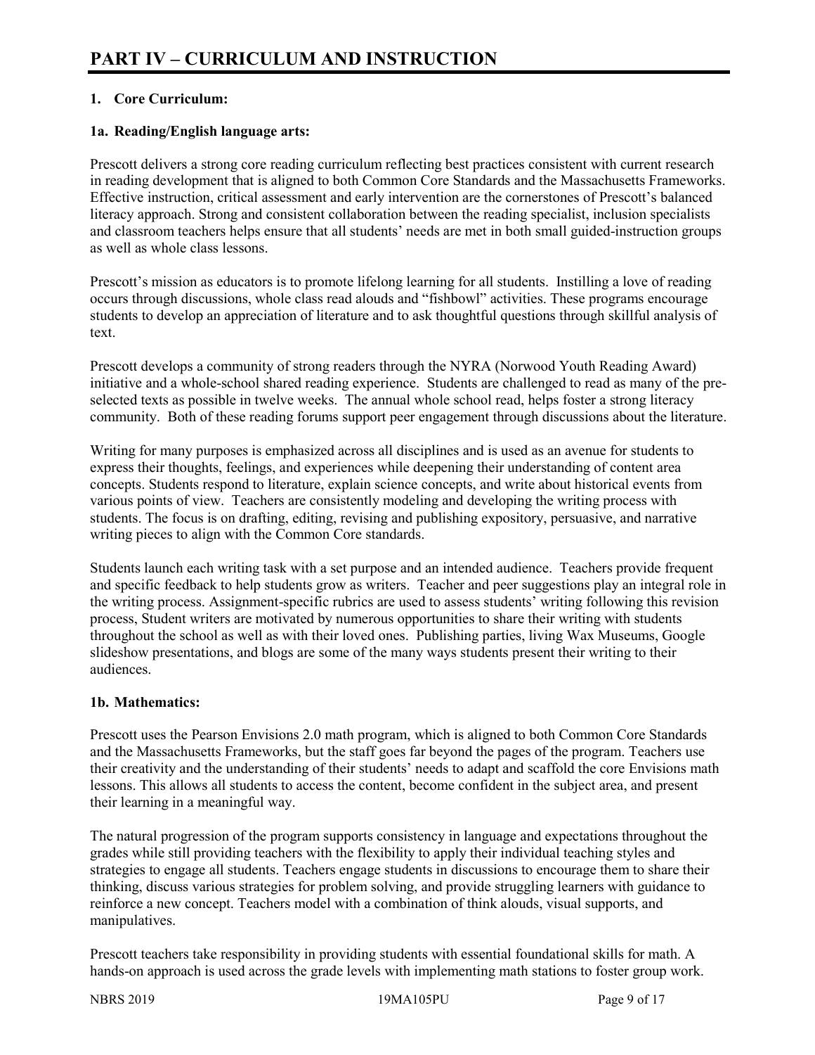# PART IV – CURRICULUM AND INSTRUCTION

## 1. Core Curriculum:

### 1a. Reading/English language arts:

Prescott delivers a strong core reading curriculum reflecting best practices consistent with current research in reading development that is aligned to both Common Core Standards and the Massachusetts Frameworks. Effective instruction, critical assessment and early intervention are the cornerstones of Prescott's balanced literacy approach. Strong and consistent collaboration between the reading specialist, inclusion specialists and classroom teachers helps ensure that all students' needs are met in both small guided-instruction groups as well as whole class lessons.

Prescott's mission as educators is to promote lifelong learning for all students. Instilling a love of reading occurs through discussions, whole class read alouds and "fishbowl" activities. These programs encourage students to develop an appreciation of literature and to ask thoughtful questions through skillful analysis of text.

Prescott develops a community of strong readers through the NYRA (Norwood Youth Reading Award) initiative and a whole-school shared reading experience. Students are challenged to read as many of the pre-selected texts as possible in twelve weeks. The annual whole school read, helps foster a strong literacy community. Both of these reading forums support peer engagement through discussions about the literature.

Writing for many purposes is emphasized across all disciplines and is used as an avenue for students to express their thoughts, feelings, and experiences while deepening their understanding of content area concepts. Students respond to literature, explain science concepts, and write about historical events from various points of view. Teachers are consistently modeling and developing the writing process with students. The focus is on drafting, editing, revising and publishing expository, persuasive, and narrative writing pieces to align with the Common Core standards.

Students launch each writing task with a set purpose and an intended audience. Teachers provide frequent and specific feedback to help students grow as writers. Teacher and peer suggestions play an integral role in the writing process. Assignment-specific rubrics are used to assess students' writing following this revision process, Student writers are motivated by numerous opportunities to share their writing with students throughout the school as well as with their loved ones. Publishing parties, living Wax Museums, Google slideshow presentations, and blogs are some of the many ways students present their writing to their audiences.

### 1b. Mathematics:

Prescott uses the Pearson Envisions 2.0 math program, which is aligned to both Common Core Standards and the Massachusetts Frameworks, but the staff goes far beyond the pages of the program. Teachers use their creativity and the understanding of their students' needs to adapt and scaffold the core Envisions math lessons. This allows all students to access the content, become confident in the subject area, and present their learning in a meaningful way.

The natural progression of the program supports consistency in language and expectations throughout the grades while still providing teachers with the flexibility to apply their individual teaching styles and strategies to engage all students. Teachers engage students in discussions to encourage them to share their thinking, discuss various strategies for problem solving, and provide struggling learners with guidance to reinforce a new concept. Teachers model with a combination of think alouds, visual supports, and manipulatives.

Prescott teachers take responsibility in providing students with essential foundational skills for math. A hands-on approach is used across the grade levels with implementing math stations to foster group work.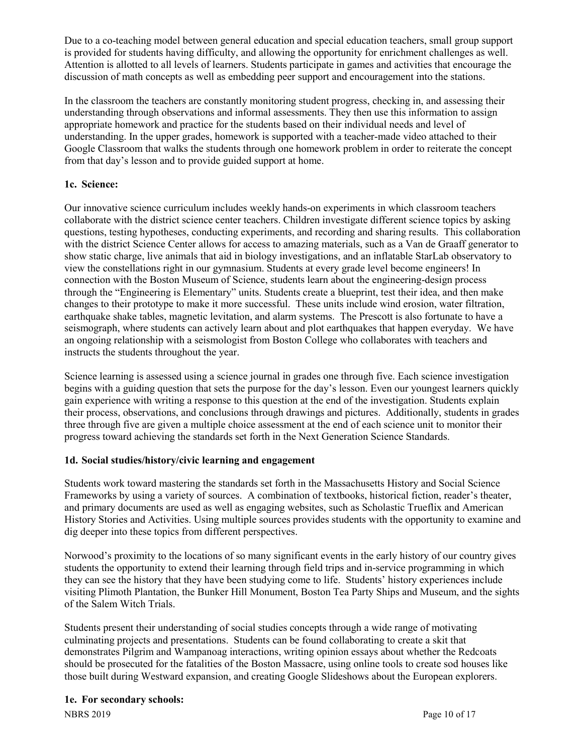Due to a co-teaching model between general education and special education teachers, small group support is provided for students having difficulty, and allowing the opportunity for enrichment challenges as well. Attention is allotted to all levels of learners. Students participate in games and activities that encourage the discussion of math concepts as well as embedding peer support and encouragement into the stations.

In the classroom the teachers are constantly monitoring student progress, checking in, and assessing their understanding through observations and informal assessments. They then use this information to assign appropriate homework and practice for the students based on their individual needs and level of understanding. In the upper grades, homework is supported with a teacher-made video attached to their Google Classroom that walks the students through one homework problem in order to reiterate the concept from that day's lesson and to provide guided support at home.

### 1c. Science:

Our innovative science curriculum includes weekly hands-on experiments in which classroom teachers collaborate with the district science center teachers. Children investigate different science topics by asking questions, testing hypotheses, conducting experiments, and recording and sharing results. This collaboration with the district Science Center allows for access to amazing materials, such as a Van de Graaff generator to show static charge, live animals that aid in biology investigations, and an inflatable StarLab observatory to view the constellations right in our gymnasium. Students at every grade level become engineers! In connection with the Boston Museum of Science, students learn about the engineering-design process through the "Engineering is Elementary" units. Students create a blueprint, test their idea, and then make changes to their prototype to make it more successful. These units include wind erosion, water filtration, earthquake shake tables, magnetic levitation, and alarm systems. The Prescott is also fortunate to have a seismograph, where students can actively learn about and plot earthquakes that happen everyday. We have an ongoing relationship with a seismologist from Boston College who collaborates with teachers and instructs the students throughout the year.

Science learning is assessed using a science journal in grades one through five. Each science investigation begins with a guiding question that sets the purpose for the day's lesson. Even our youngest learners quickly gain experience with writing a response to this question at the end of the investigation. Students explain their process, observations, and conclusions through drawings and pictures. Additionally, students in grades three through five are given a multiple choice assessment at the end of each science unit to monitor their progress toward achieving the standards set forth in the Next Generation Science Standards.

### 1d. Social studies/history/civic learning and engagement

Students work toward mastering the standards set forth in the Massachusetts History and Social Science Frameworks by using a variety of sources. A combination of textbooks, historical fiction, reader's theater, and primary documents are used as well as engaging websites, such as Scholastic Trueflix and American History Stories and Activities. Using multiple sources provides students with the opportunity to examine and dig deeper into these topics from different perspectives.

Norwood's proximity to the locations of so many significant events in the early history of our country gives students the opportunity to extend their learning through field trips and in-service programming in which they can see the history that they have been studying come to life. Students' history experiences include visiting Plimoth Plantation, the Bunker Hill Monument, Boston Tea Party Ships and Museum, and the sights of the Salem Witch Trials.

Students present their understanding of social studies concepts through a wide range of motivating culminating projects and presentations. Students can be found collaborating to create a skit that demonstrates Pilgrim and Wampanoag interactions, writing opinion essays about whether the Redcoats should be prosecuted for the fatalities of the Boston Massacre, using online tools to create sod houses like those built during Westward expansion, and creating Google Slideshows about the European explorers.

### 1e. For secondary schools: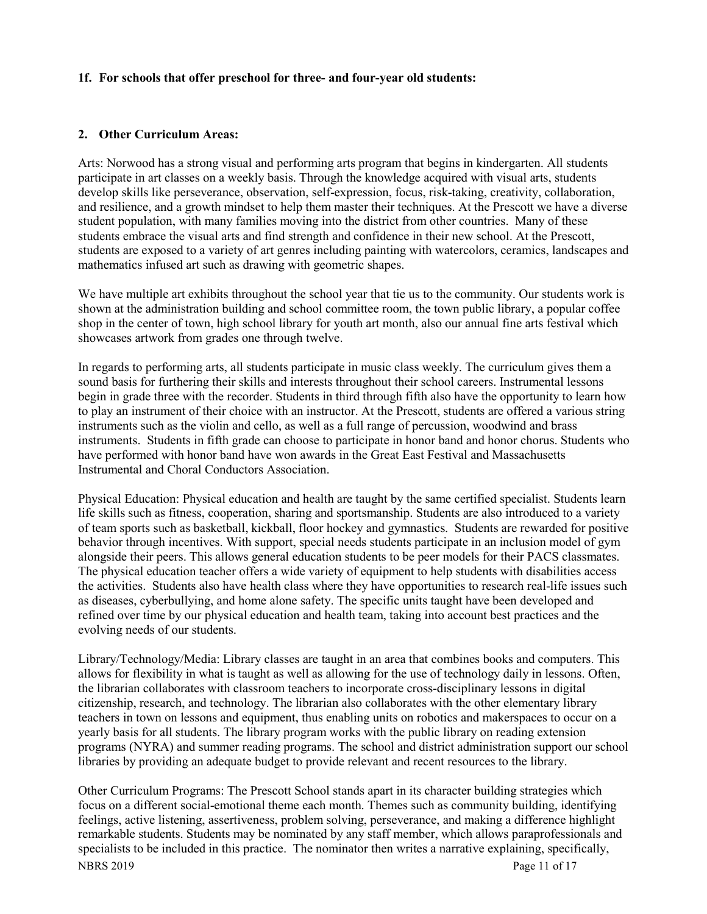**1f. For schools that offer preschool for three- and four-year old students:**

**2. Other Curriculum Areas:**

Arts: Norwood has a strong visual and performing arts program that begins in kindergarten. All students participate in art classes on a weekly basis. Through the knowledge acquired with visual arts, students develop skills like perseverance, observation, self-expression, focus, risk-taking, creativity, collaboration, and resilience, and a growth mindset to help them master their techniques. At the Prescott we have a diverse student population, with many families moving into the district from other countries. Many of these students embrace the visual arts and find strength and confidence in their new school. At the Prescott, students are exposed to a variety of art genres including painting with watercolors, ceramics, landscapes and mathematics infused art such as drawing with geometric shapes.

We have multiple art exhibits throughout the school year that tie us to the community. Our students work is shown at the administration building and school committee room, the town public library, a popular coffee shop in the center of town, high school library for youth art month, also our annual fine arts festival which showcases artwork from grades one through twelve.

In regards to performing arts, all students participate in music class weekly. The curriculum gives them a sound basis for furthering their skills and interests throughout their school careers. Instrumental lessons begin in grade three with the recorder. Students in third through fifth also have the opportunity to learn how to play an instrument of their choice with an instructor. At the Prescott, students are offered a various string instruments such as the violin and cello, as well as a full range of percussion, woodwind and brass instruments. Students in fifth grade can choose to participate in honor band and honor chorus. Students who have performed with honor band have won awards in the Great East Festival and Massachusetts Instrumental and Choral Conductors Association.

Physical Education: Physical education and health are taught by the same certified specialist. Students learn life skills such as fitness, cooperation, sharing and sportsmanship. Students are also introduced to a variety of team sports such as basketball, kickball, floor hockey and gymnastics. Students are rewarded for positive behavior through incentives. With support, special needs students participate in an inclusion model of gym alongside their peers. This allows general education students to be peer models for their PACS classmates. The physical education teacher offers a wide variety of equipment to help students with disabilities access the activities. Students also have health class where they have opportunities to research real-life issues such as diseases, cyberbullying, and home alone safety. The specific units taught have been developed and refined over time by our physical education and health team, taking into account best practices and the evolving needs of our students.

Library/Technology/Media: Library classes are taught in an area that combines books and computers. This allows for flexibility in what is taught as well as allowing for the use of technology daily in lessons. Often, the librarian collaborates with classroom teachers to incorporate cross-disciplinary lessons in digital citizenship, research, and technology. The librarian also collaborates with the other elementary library teachers in town on lessons and equipment, thus enabling units on robotics and makerspaces to occur on a yearly basis for all students. The library program works with the public library on reading extension programs (NYRA) and summer reading programs. The school and district administration support our school libraries by providing an adequate budget to provide relevant and recent resources to the library.

Other Curriculum Programs: The Prescott School stands apart in its character building strategies which focus on a different social-emotional theme each month. Themes such as community building, identifying feelings, active listening, assertiveness, problem solving, perseverance, and making a difference highlight remarkable students. Students may be nominated by any staff member, which allows paraprofessionals and specialists to be included in this practice. The nominator then writes a narrative explaining, specifically,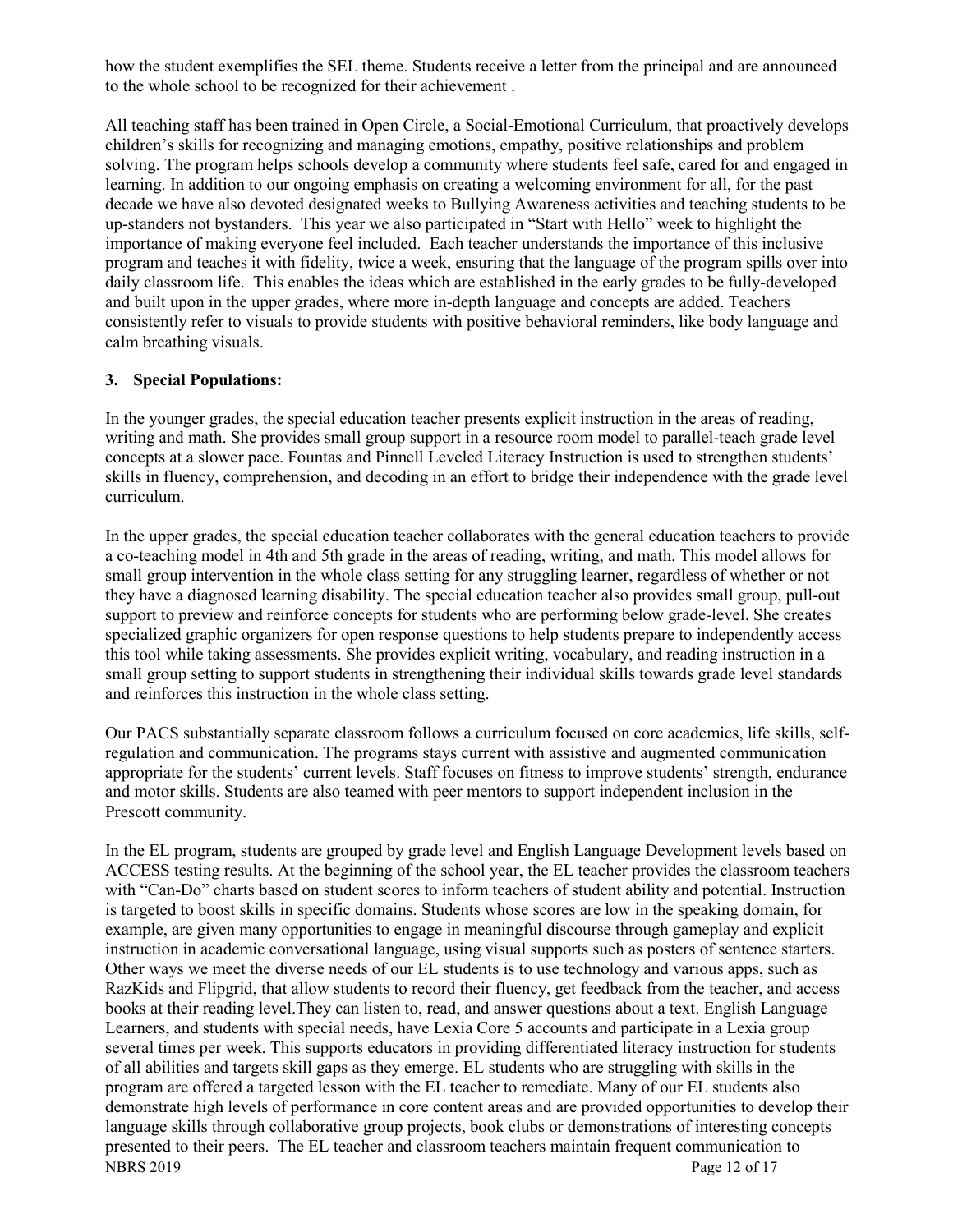how the student exemplifies the SEL theme. Students receive a letter from the principal and are announced to the whole school to be recognized for their achievement .

All teaching staff has been trained in Open Circle, a Social-Emotional Curriculum, that proactively develops children's skills for recognizing and managing emotions, empathy, positive relationships and problem solving. The program helps schools develop a community where students feel safe, cared for and engaged in learning. In addition to our ongoing emphasis on creating a welcoming environment for all, for the past decade we have also devoted designated weeks to Bullying Awareness activities and teaching students to be up-standers not bystanders. This year we also participated in "Start with Hello" week to highlight the importance of making everyone feel included. Each teacher understands the importance of this inclusive program and teaches it with fidelity, twice a week, ensuring that the language of the program spills over into daily classroom life. This enables the ideas which are established in the early grades to be fully-developed and built upon in the upper grades, where more in-depth language and concepts are added. Teachers consistently refer to visuals to provide students with positive behavioral reminders, like body language and calm breathing visuals.

**3. Special Populations:**

In the younger grades, the special education teacher presents explicit instruction in the areas of reading, writing and math. She provides small group support in a resource room model to parallel-teach grade level concepts at a slower pace. Fountas and Pinnell Leveled Literacy Instruction is used to strengthen students' skills in fluency, comprehension, and decoding in an effort to bridge their independence with the grade level curriculum.

In the upper grades, the special education teacher collaborates with the general education teachers to provide a co-teaching model in 4th and 5th grade in the areas of reading, writing, and math. This model allows for small group intervention in the whole class setting for any struggling learner, regardless of whether or not they have a diagnosed learning disability. The special education teacher also provides small group, pull-out support to preview and reinforce concepts for students who are performing below grade-level. She creates specialized graphic organizers for open response questions to help students prepare to independently access this tool while taking assessments. She provides explicit writing, vocabulary, and reading instruction in a small group setting to support students in strengthening their individual skills towards grade level standards and reinforces this instruction in the whole class setting.

Our PACS substantially separate classroom follows a curriculum focused on core academics, life skills, self-regulation and communication. The programs stays current with assistive and augmented communication appropriate for the students' current levels. Staff focuses on fitness to improve students' strength, endurance and motor skills. Students are also teamed with peer mentors to support independent inclusion in the Prescott community.

In the EL program, students are grouped by grade level and English Language Development levels based on ACCESS testing results. At the beginning of the school year, the EL teacher provides the classroom teachers with "Can-Do" charts based on student scores to inform teachers of student ability and potential. Instruction is targeted to boost skills in specific domains. Students whose scores are low in the speaking domain, for example, are given many opportunities to engage in meaningful discourse through gameplay and explicit instruction in academic conversational language, using visual supports such as posters of sentence starters. Other ways we meet the diverse needs of our EL students is to use technology and various apps, such as RazKids and Flipgrid, that allow students to record their fluency, get feedback from the teacher, and access books at their reading level.They can listen to, read, and answer questions about a text. English Language Learners, and students with special needs, have Lexia Core 5 accounts and participate in a Lexia group several times per week. This supports educators in providing differentiated literacy instruction for students of all abilities and targets skill gaps as they emerge. EL students who are struggling with skills in the program are offered a targeted lesson with the EL teacher to remediate. Many of our EL students also demonstrate high levels of performance in core content areas and are provided opportunities to develop their language skills through collaborative group projects, book clubs or demonstrations of interesting concepts presented to their peers. The EL teacher and classroom teachers maintain frequent communication to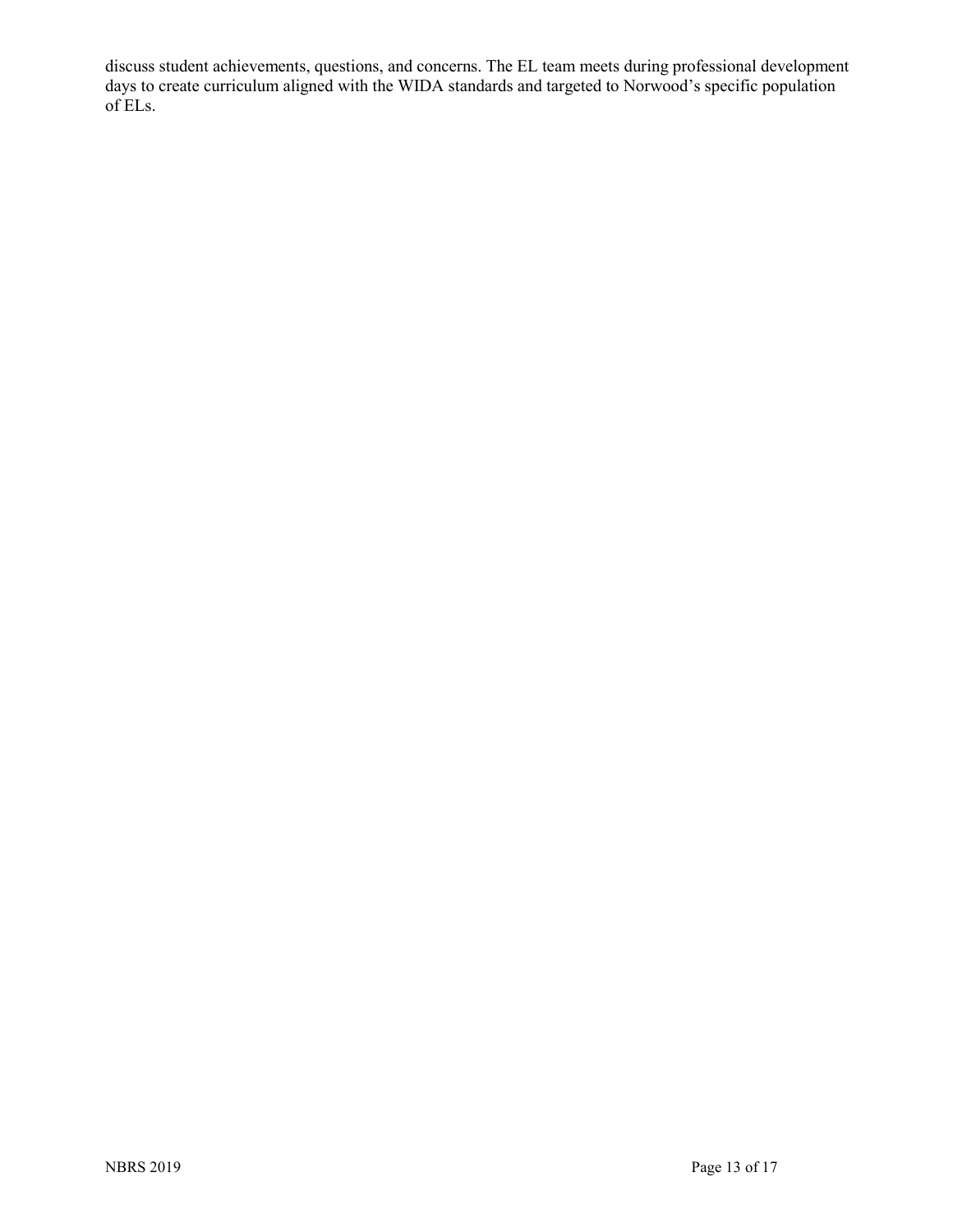discuss student achievements, questions, and concerns. The EL team meets during professional development days to create curriculum aligned with the WIDA standards and targeted to Norwood's specific population of ELs.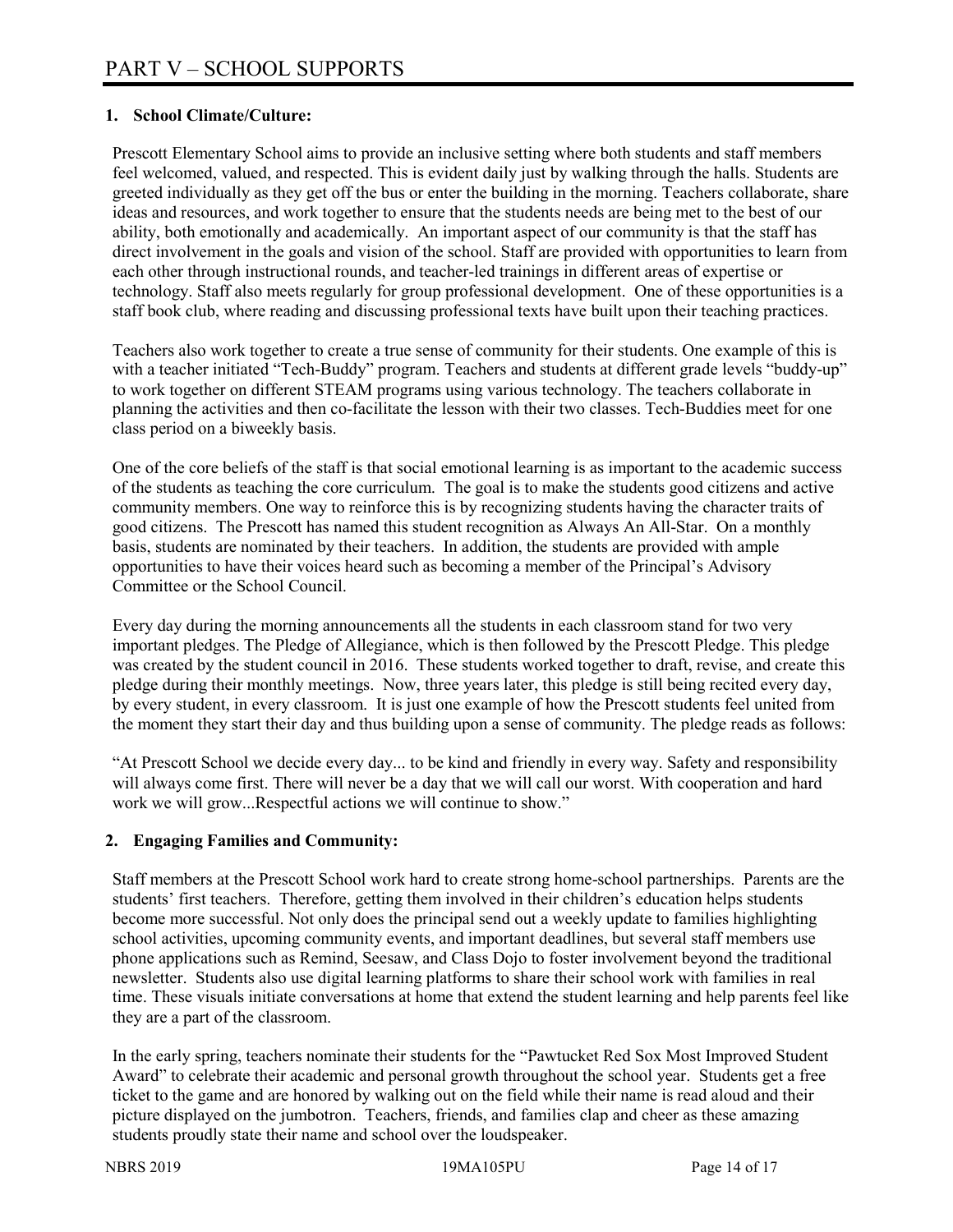# PART V – SCHOOL SUPPORTS

## 1. School Climate/Culture:

Prescott Elementary School aims to provide an inclusive setting where both students and staff members feel welcomed, valued, and respected. This is evident daily just by walking through the halls. Students are greeted individually as they get off the bus or enter the building in the morning. Teachers collaborate, share ideas and resources, and work together to ensure that the students needs are being met to the best of our ability, both emotionally and academically. An important aspect of our community is that the staff has direct involvement in the goals and vision of the school. Staff are provided with opportunities to learn from each other through instructional rounds, and teacher-led trainings in different areas of expertise or technology. Staff also meets regularly for group professional development. One of these opportunities is a staff book club, where reading and discussing professional texts have built upon their teaching practices.

Teachers also work together to create a true sense of community for their students. One example of this is with a teacher initiated "Tech-Buddy" program. Teachers and students at different grade levels "buddy-up" to work together on different STEAM programs using various technology. The teachers collaborate in planning the activities and then co-facilitate the lesson with their two classes. Tech-Buddies meet for one class period on a biweekly basis.

One of the core beliefs of the staff is that social emotional learning is as important to the academic success of the students as teaching the core curriculum. The goal is to make the students good citizens and active community members. One way to reinforce this is by recognizing students having the character traits of good citizens. The Prescott has named this student recognition as Always An All-Star. On a monthly basis, students are nominated by their teachers. In addition, the students are provided with ample opportunities to have their voices heard such as becoming a member of the Principal's Advisory Committee or the School Council.

Every day during the morning announcements all the students in each classroom stand for two very important pledges. The Pledge of Allegiance, which is then followed by the Prescott Pledge. This pledge was created by the student council in 2016. These students worked together to draft, revise, and create this pledge during their monthly meetings. Now, three years later, this pledge is still being recited every day, by every student, in every classroom. It is just one example of how the Prescott students feel united from the moment they start their day and thus building upon a sense of community. The pledge reads as follows:

"At Prescott School we decide every day... to be kind and friendly in every way. Safety and responsibility will always come first. There will never be a day that we will call our worst. With cooperation and hard work we will grow...Respectful actions we will continue to show."

## 2. Engaging Families and Community:

Staff members at the Prescott School work hard to create strong home-school partnerships. Parents are the students' first teachers. Therefore, getting them involved in their children's education helps students become more successful. Not only does the principal send out a weekly update to families highlighting school activities, upcoming community events, and important deadlines, but several staff members use phone applications such as Remind, Seesaw, and Class Dojo to foster involvement beyond the traditional newsletter. Students also use digital learning platforms to share their school work with families in real time. These visuals initiate conversations at home that extend the student learning and help parents feel like they are a part of the classroom.

In the early spring, teachers nominate their students for the "Pawtucket Red Sox Most Improved Student Award" to celebrate their academic and personal growth throughout the school year. Students get a free ticket to the game and are honored by walking out on the field while their name is read aloud and their picture displayed on the jumbotron. Teachers, friends, and families clap and cheer as these amazing students proudly state their name and school over the loudspeaker.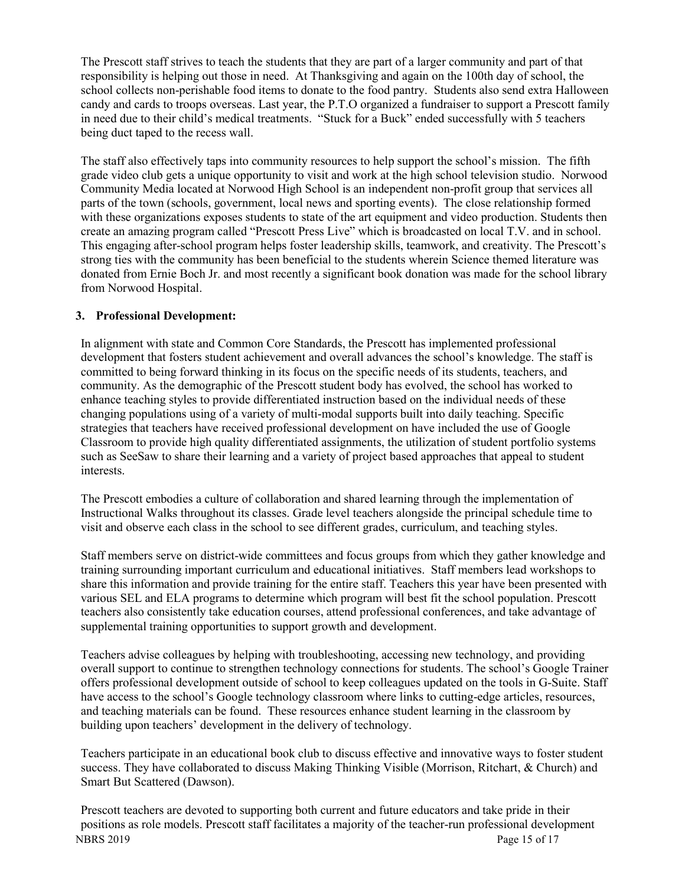The Prescott staff strives to teach the students that they are part of a larger community and part of that responsibility is helping out those in need. At Thanksgiving and again on the 100th day of school, the school collects non-perishable food items to donate to the food pantry. Students also send extra Halloween candy and cards to troops overseas. Last year, the P.T.O organized a fundraiser to support a Prescott family in need due to their child's medical treatments. "Stuck for a Buck" ended successfully with 5 teachers being duct taped to the recess wall.

The staff also effectively taps into community resources to help support the school's mission. The fifth grade video club gets a unique opportunity to visit and work at the high school television studio. Norwood Community Media located at Norwood High School is an independent non-profit group that services all parts of the town (schools, government, local news and sporting events). The close relationship formed with these organizations exposes students to state of the art equipment and video production. Students then create an amazing program called "Prescott Press Live" which is broadcasted on local T.V. and in school. This engaging after-school program helps foster leadership skills, teamwork, and creativity. The Prescott's strong ties with the community has been beneficial to the students wherein Science themed literature was donated from Ernie Boch Jr. and most recently a significant book donation was made for the school library from Norwood Hospital.

**3. Professional Development:**

In alignment with state and Common Core Standards, the Prescott has implemented professional development that fosters student achievement and overall advances the school's knowledge. The staff is committed to being forward thinking in its focus on the specific needs of its students, teachers, and community. As the demographic of the Prescott student body has evolved, the school has worked to enhance teaching styles to provide differentiated instruction based on the individual needs of these changing populations using of a variety of multi-modal supports built into daily teaching. Specific strategies that teachers have received professional development on have included the use of Google Classroom to provide high quality differentiated assignments, the utilization of student portfolio systems such as SeeSaw to share their learning and a variety of project based approaches that appeal to student interests.

The Prescott embodies a culture of collaboration and shared learning through the implementation of Instructional Walks throughout its classes. Grade level teachers alongside the principal schedule time to visit and observe each class in the school to see different grades, curriculum, and teaching styles.

Staff members serve on district-wide committees and focus groups from which they gather knowledge and training surrounding important curriculum and educational initiatives. Staff members lead workshops to share this information and provide training for the entire staff. Teachers this year have been presented with various SEL and ELA programs to determine which program will best fit the school population. Prescott teachers also consistently take education courses, attend professional conferences, and take advantage of supplemental training opportunities to support growth and development.

Teachers advise colleagues by helping with troubleshooting, accessing new technology, and providing overall support to continue to strengthen technology connections for students. The school's Google Trainer offers professional development outside of school to keep colleagues updated on the tools in G-Suite. Staff have access to the school's Google technology classroom where links to cutting-edge articles, resources, and teaching materials can be found. These resources enhance student learning in the classroom by building upon teachers' development in the delivery of technology.

Teachers participate in an educational book club to discuss effective and innovative ways to foster student success. They have collaborated to discuss Making Thinking Visible (Morrison, Ritchart, & Church) and Smart But Scattered (Dawson).

Prescott teachers are devoted to supporting both current and future educators and take pride in their positions as role models. Prescott staff facilitates a majority of the teacher-run professional development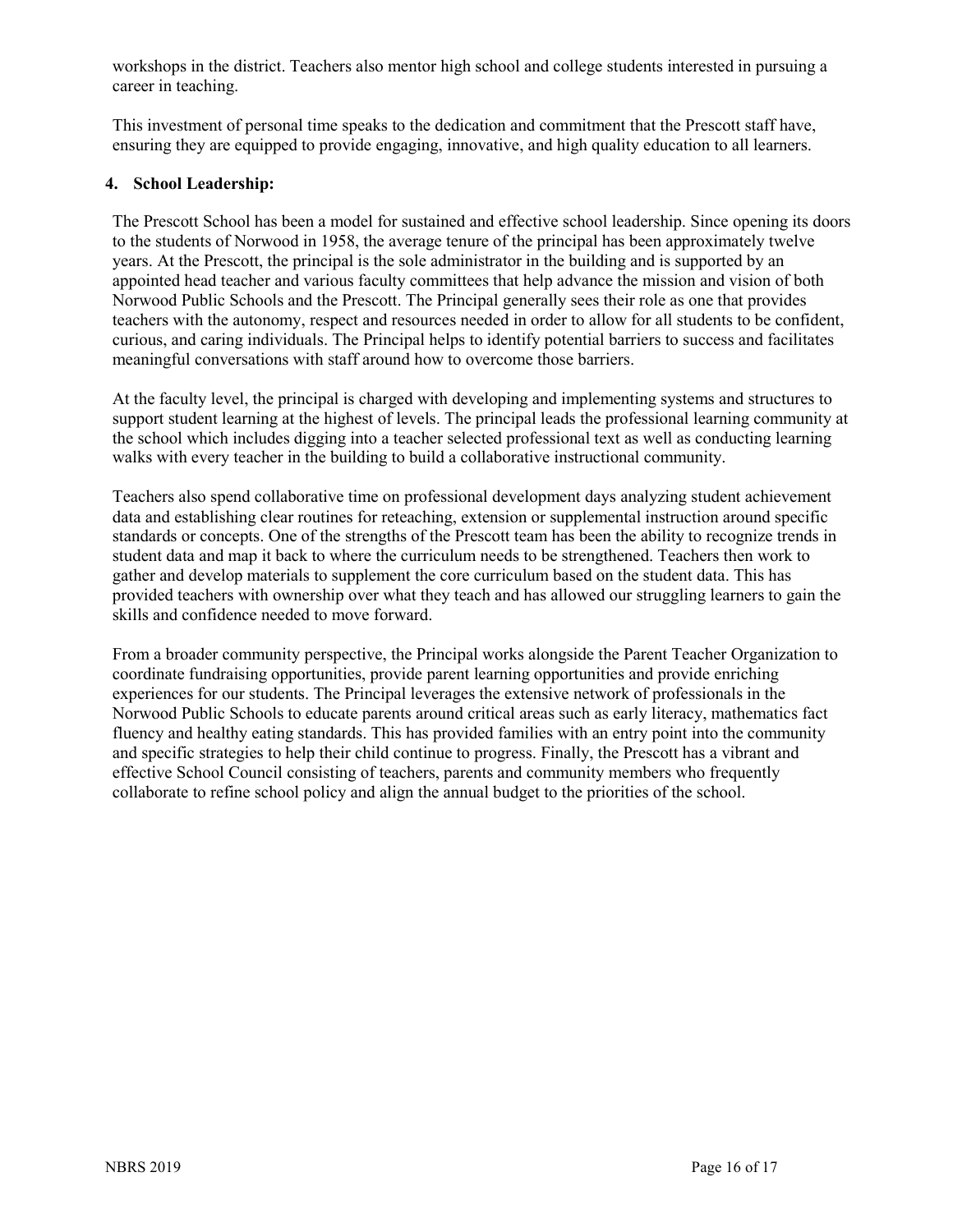workshops in the district. Teachers also mentor high school and college students interested in pursuing a career in teaching.

This investment of personal time speaks to the dedication and commitment that the Prescott staff have, ensuring they are equipped to provide engaging, innovative, and high quality education to all learners.

**4. School Leadership:**

The Prescott School has been a model for sustained and effective school leadership. Since opening its doors to the students of Norwood in 1958, the average tenure of the principal has been approximately twelve years. At the Prescott, the principal is the sole administrator in the building and is supported by an appointed head teacher and various faculty committees that help advance the mission and vision of both Norwood Public Schools and the Prescott. The Principal generally sees their role as one that provides teachers with the autonomy, respect and resources needed in order to allow for all students to be confident, curious, and caring individuals. The Principal helps to identify potential barriers to success and facilitates meaningful conversations with staff around how to overcome those barriers.

At the faculty level, the principal is charged with developing and implementing systems and structures to support student learning at the highest of levels. The principal leads the professional learning community at the school which includes digging into a teacher selected professional text as well as conducting learning walks with every teacher in the building to build a collaborative instructional community.

Teachers also spend collaborative time on professional development days analyzing student achievement data and establishing clear routines for reteaching, extension or supplemental instruction around specific standards or concepts. One of the strengths of the Prescott team has been the ability to recognize trends in student data and map it back to where the curriculum needs to be strengthened. Teachers then work to gather and develop materials to supplement the core curriculum based on the student data. This has provided teachers with ownership over what they teach and has allowed our struggling learners to gain the skills and confidence needed to move forward.

From a broader community perspective, the Principal works alongside the Parent Teacher Organization to coordinate fundraising opportunities, provide parent learning opportunities and provide enriching experiences for our students. The Principal leverages the extensive network of professionals in the Norwood Public Schools to educate parents around critical areas such as early literacy, mathematics fact fluency and healthy eating standards. This has provided families with an entry point into the community and specific strategies to help their child continue to progress. Finally, the Prescott has a vibrant and effective School Council consisting of teachers, parents and community members who frequently collaborate to refine school policy and align the annual budget to the priorities of the school.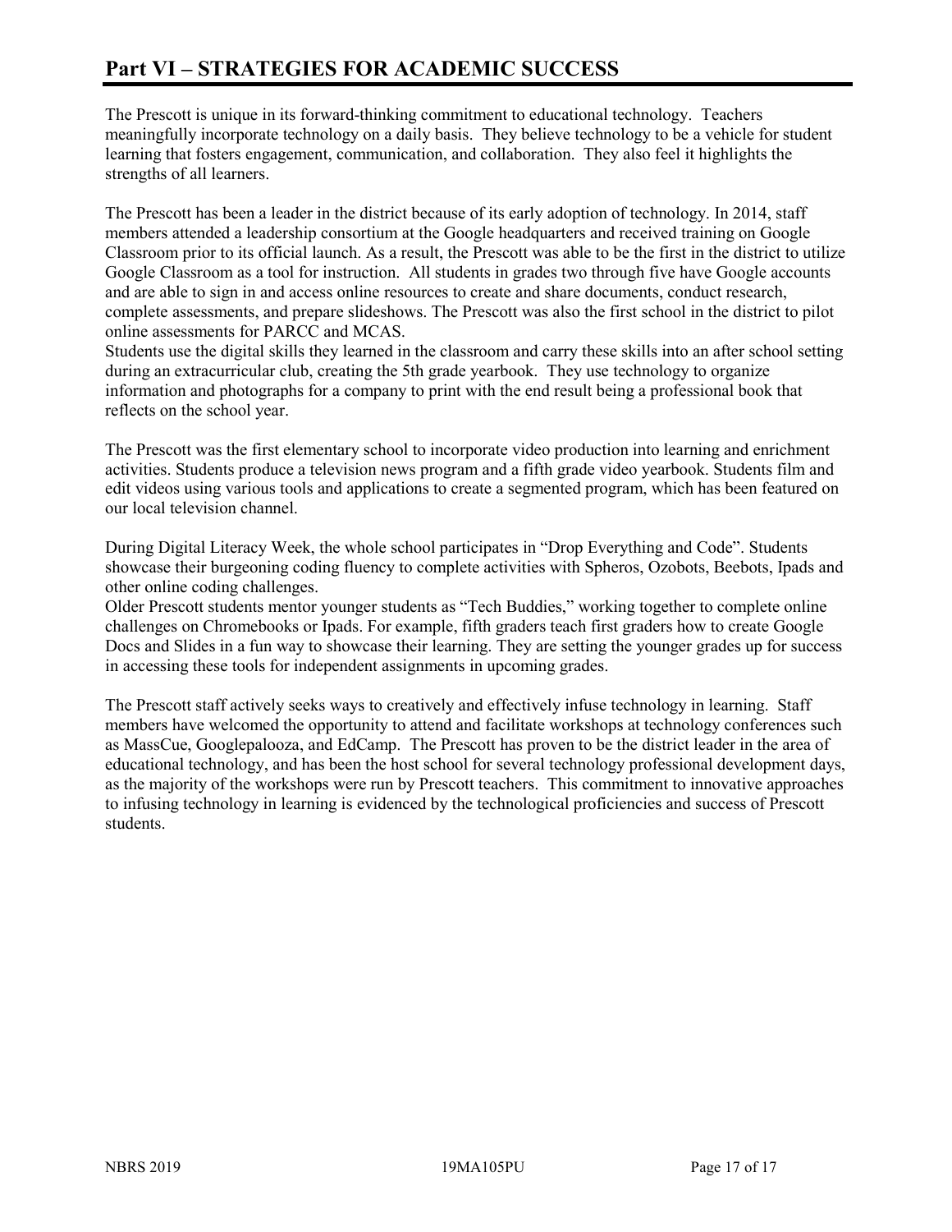# Part VI – STRATEGIES FOR ACADEMIC SUCCESS

The Prescott is unique in its forward-thinking commitment to educational technology. Teachers meaningfully incorporate technology on a daily basis. They believe technology to be a vehicle for student learning that fosters engagement, communication, and collaboration. They also feel it highlights the strengths of all learners.

The Prescott has been a leader in the district because of its early adoption of technology. In 2014, staff members attended a leadership consortium at the Google headquarters and received training on Google Classroom prior to its official launch. As a result, the Prescott was able to be the first in the district to utilize Google Classroom as a tool for instruction. All students in grades two through five have Google accounts and are able to sign in and access online resources to create and share documents, conduct research, complete assessments, and prepare slideshows. The Prescott was also the first school in the district to pilot online assessments for PARCC and MCAS.

Students use the digital skills they learned in the classroom and carry these skills into an after school setting during an extracurricular club, creating the 5th grade yearbook. They use technology to organize information and photographs for a company to print with the end result being a professional book that reflects on the school year.

The Prescott was the first elementary school to incorporate video production into learning and enrichment activities. Students produce a television news program and a fifth grade video yearbook. Students film and edit videos using various tools and applications to create a segmented program, which has been featured on our local television channel.

During Digital Literacy Week, the whole school participates in "Drop Everything and Code". Students showcase their burgeoning coding fluency to complete activities with Spheros, Ozobots, Beebots, Ipads and other online coding challenges.

Older Prescott students mentor younger students as "Tech Buddies," working together to complete online challenges on Chromebooks or Ipads. For example, fifth graders teach first graders how to create Google Docs and Slides in a fun way to showcase their learning. They are setting the younger grades up for success in accessing these tools for independent assignments in upcoming grades.

The Prescott staff actively seeks ways to creatively and effectively infuse technology in learning. Staff members have welcomed the opportunity to attend and facilitate workshops at technology conferences such as MassCue, Googlepalooza, and EdCamp. The Prescott has proven to be the district leader in the area of educational technology, and has been the host school for several technology professional development days, as the majority of the workshops were run by Prescott teachers. This commitment to innovative approaches to infusing technology in learning is evidenced by the technological proficiencies and success of Prescott students.